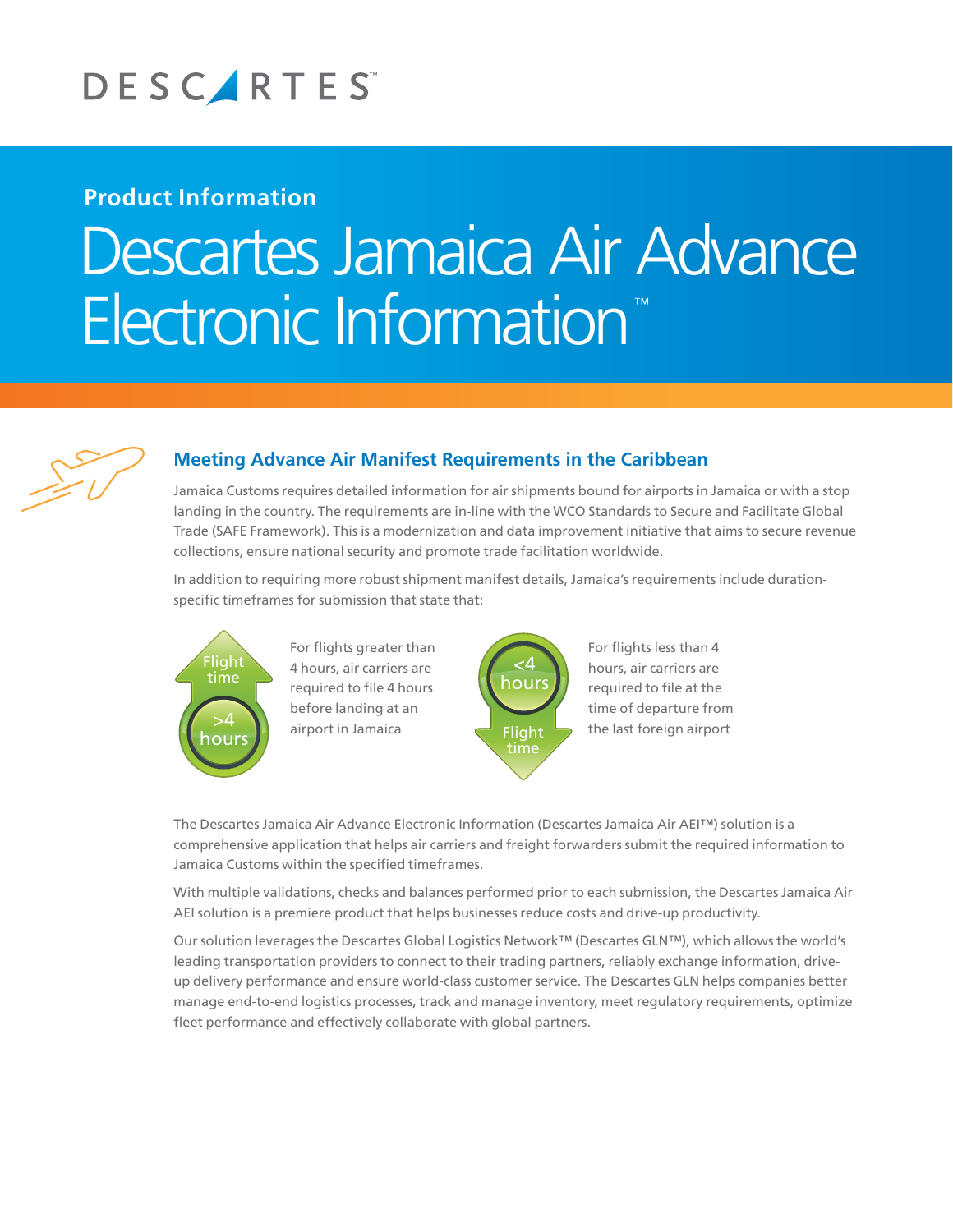DESCARTES™

**Product Information**

# Descartes Jamaica Air Advance Electronic Information™

## Meeting Advance Air Manifest Requirements in the Caribbean

Jamaica Customs requires detailed information for air shipments bound for airports in Jamaica or with a stop landing in the country. The requirements are in-line with the WCO Standards to Secure and Facilitate Global Trade (SAFE Framework). This is a modernization and data improvement initiative that aims to secure revenue collections, ensure national security and promote trade facilitation worldwide.

In addition to requiring more robust shipment manifest details, Jamaica's requirements include duration-specific timeframes for submission that state that:

Flight time >4 hours

For flights greater than 4 hours, air carriers are required to file 4 hours before landing at an airport in Jamaica

<4 hours Flight time

For flights less than 4 hours, air carriers are required to file at the time of departure from the last foreign airport

The Descartes Jamaica Air Advance Electronic Information (Descartes Jamaica Air AEI™) solution is a comprehensive application that helps air carriers and freight forwarders submit the required information to Jamaica Customs within the specified timeframes.

With multiple validations, checks and balances performed prior to each submission, the Descartes Jamaica Air AEI solution is a premiere product that helps businesses reduce costs and drive-up productivity.

Our solution leverages the Descartes Global Logistics Network™ (Descartes GLN™), which allows the world's leading transportation providers to connect to their trading partners, reliably exchange information, drive-up delivery performance and ensure world-class customer service. The Descartes GLN helps companies better manage end-to-end logistics processes, track and manage inventory, meet regulatory requirements, optimize fleet performance and effectively collaborate with global partners.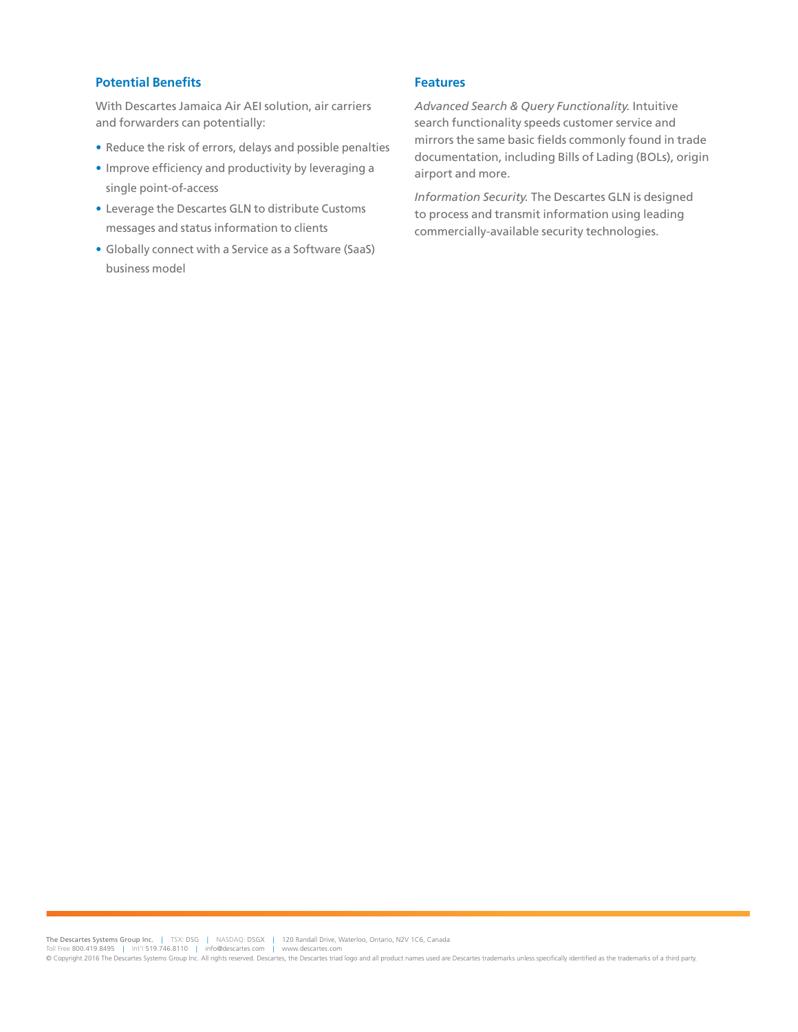## Potential Benefits

With Descartes Jamaica Air AEI solution, air carriers and forwarders can potentially:

- Reduce the risk of errors, delays and possible penalties
- Improve efficiency and productivity by leveraging a single point-of-access
- Leverage the Descartes GLN to distribute Customs messages and status information to clients
- Globally connect with a Service as a Software (SaaS) business model

## Features

*Advanced Search & Query Functionality.* Intuitive search functionality speeds customer service and mirrors the same basic fields commonly found in trade documentation, including Bills of Lading (BOLs), origin airport and more.

*Information Security.* The Descartes GLN is designed to process and transmit information using leading commercially-available security technologies.

The Descartes Systems Group Inc. | TSX: DSG | NASDAQ: DSGX | 120 Randall Drive, Waterloo, Ontario, N2V 1C6, Canada
Toll Free 800.419.8495 | Int'l 519.746.8110 | info@descartes.com | www.descartes.com
© Copyright 2016 The Descartes Systems Group Inc. All rights reserved. Descartes, the Descartes triad logo and all product names used are Descartes trademarks unless specifically identified as the trademarks of a third party.